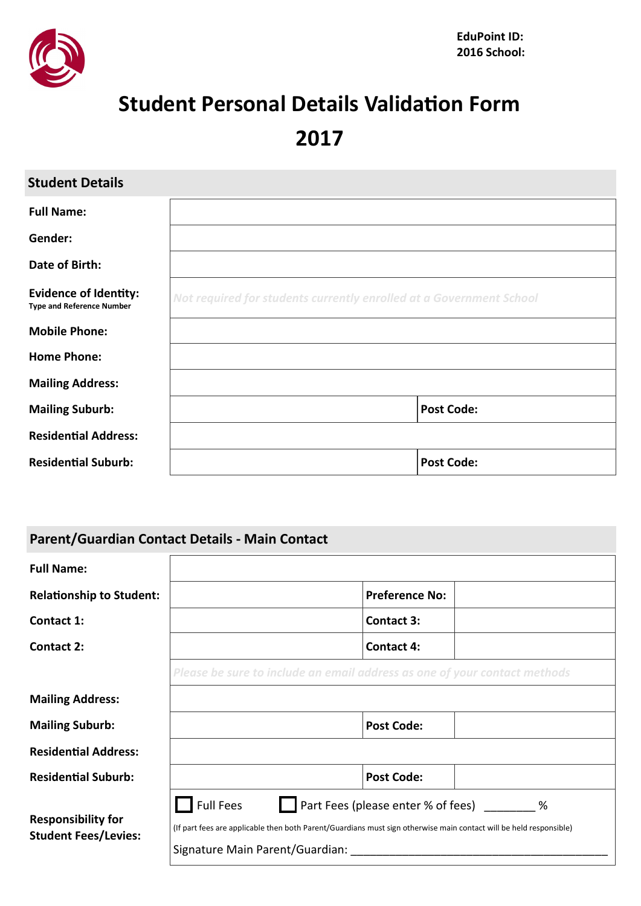**EduPoint ID:**
**2016 School:**

# Student Personal Details Validation Form 2017

## Student Details

| | | | |
|---|---|---|---|
| **Full Name:** | | | |
| **Gender:** | | | |
| **Date of Birth:** | | | |
| **Evidence of Identity:** Type and Reference Number | *Not required for students currently enrolled at a Government School* | | |
| **Mobile Phone:** | | | |
| **Home Phone:** | | | |
| **Mailing Address:** | | | |
| **Mailing Suburb:** | | **Post Code:** | |
| **Residential Address:** | | | |
| **Residential Suburb:** | | **Post Code:** | |

## Parent/Guardian Contact Details - Main Contact

| | | | |
|---|---|---|---|
| **Full Name:** | | | |
| **Relationship to Student:** | | **Preference No:** | |
| **Contact 1:** | | **Contact 3:** | |
| **Contact 2:** | | **Contact 4:** | |
| | *Please be sure to include an email address as one of your contact methods* | | |
| **Mailing Address:** | | | |
| **Mailing Suburb:** | | **Post Code:** | |
| **Residential Address:** | | | |
| **Residential Suburb:** | | **Post Code:** | |

**Responsibility for Student Fees/Levies:**

☐ Full Fees ☐ Part Fees (please enter % of fees) ________ %

(If part fees are applicable then both Parent/Guardians must sign otherwise main contact will be held responsible)

Signature Main Parent/Guardian: ___________________________________________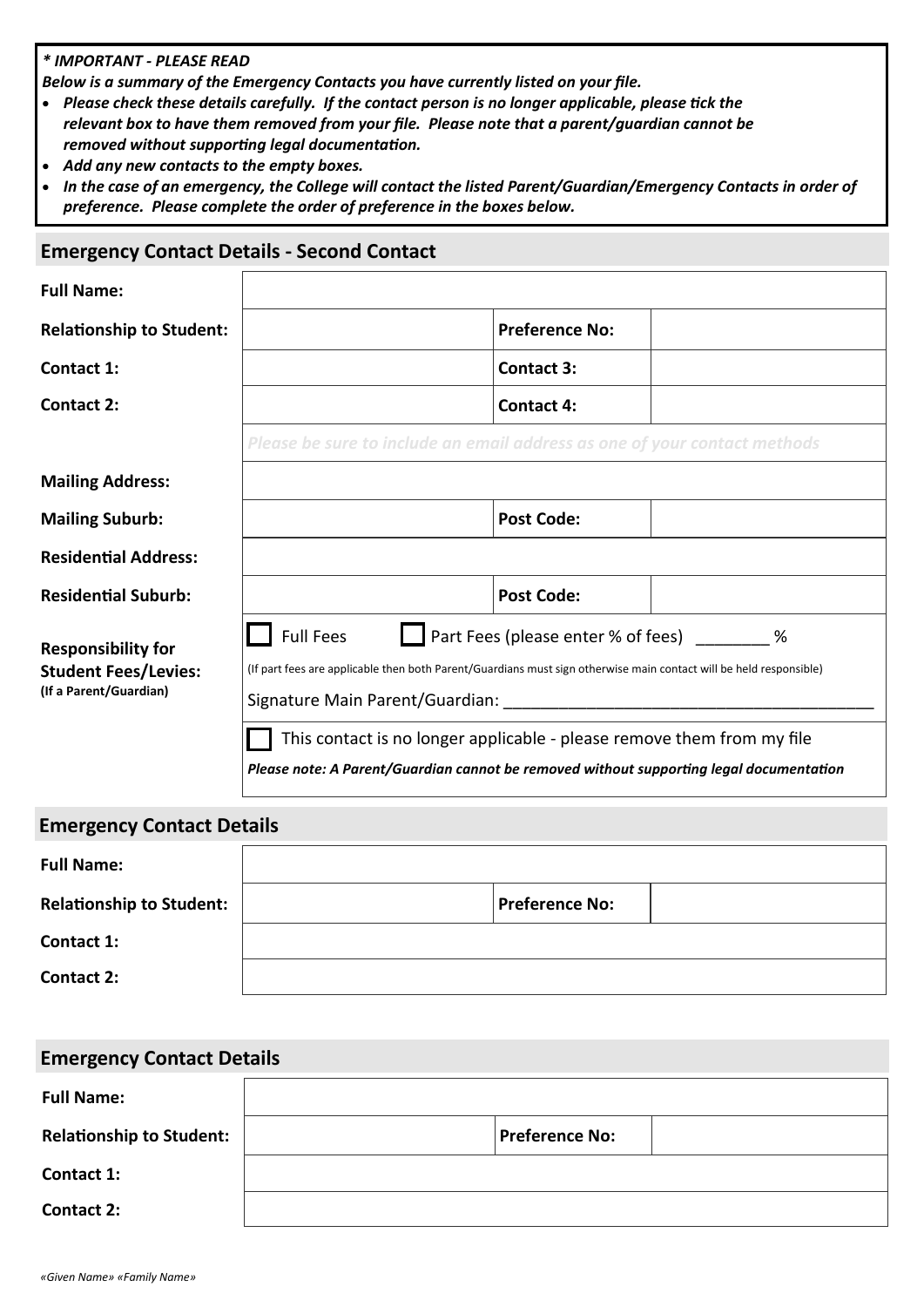***\* IMPORTANT - PLEASE READ***

***Below is a summary of the Emergency Contacts you have currently listed on your file.***

- ***Please check these details carefully. If the contact person is no longer applicable, please tick the relevant box to have them removed from your file. Please note that a parent/guardian cannot be removed without supporting legal documentation.***
- ***Add any new contacts to the empty boxes.***
- ***In the case of an emergency, the College will contact the listed Parent/Guardian/Emergency Contacts in order of preference. Please complete the order of preference in the boxes below.***

## Emergency Contact Details - Second Contact

| | | | |
|---|---|---|---|
| **Full Name:** | | | |
| **Relationship to Student:** | | **Preference No:** | |
| **Contact 1:** | | **Contact 3:** | |
| **Contact 2:** | | **Contact 4:** | |
| | *Please be sure to include an email address as one of your contact methods* | | |
| **Mailing Address:** | | | |
| **Mailing Suburb:** | | **Post Code:** | |
| **Residential Address:** | | | |
| **Residential Suburb:** | | **Post Code:** | |
| **Responsibility for Student Fees/Levies:** **(If a Parent/Guardian)** | ☐ Full Fees ☐ Part Fees (please enter % of fees) ________ % <br> (If part fees are applicable then both Parent/Guardians must sign otherwise main contact will be held responsible) <br> Signature Main Parent/Guardian: ________________________________________ | | |
| | ☐ This contact is no longer applicable - please remove them from my file <br> ***Please note: A Parent/Guardian cannot be removed without supporting legal documentation*** | | |

## Emergency Contact Details

| | | | |
|---|---|---|---|
| **Full Name:** | | | |
| **Relationship to Student:** | | **Preference No:** | |
| **Contact 1:** | | | |
| **Contact 2:** | | | |

## Emergency Contact Details

| | | | |
|---|---|---|---|
| **Full Name:** | | | |
| **Relationship to Student:** | | **Preference No:** | |
| **Contact 1:** | | | |
| **Contact 2:** | | | |

*«Given Name» «Family Name»*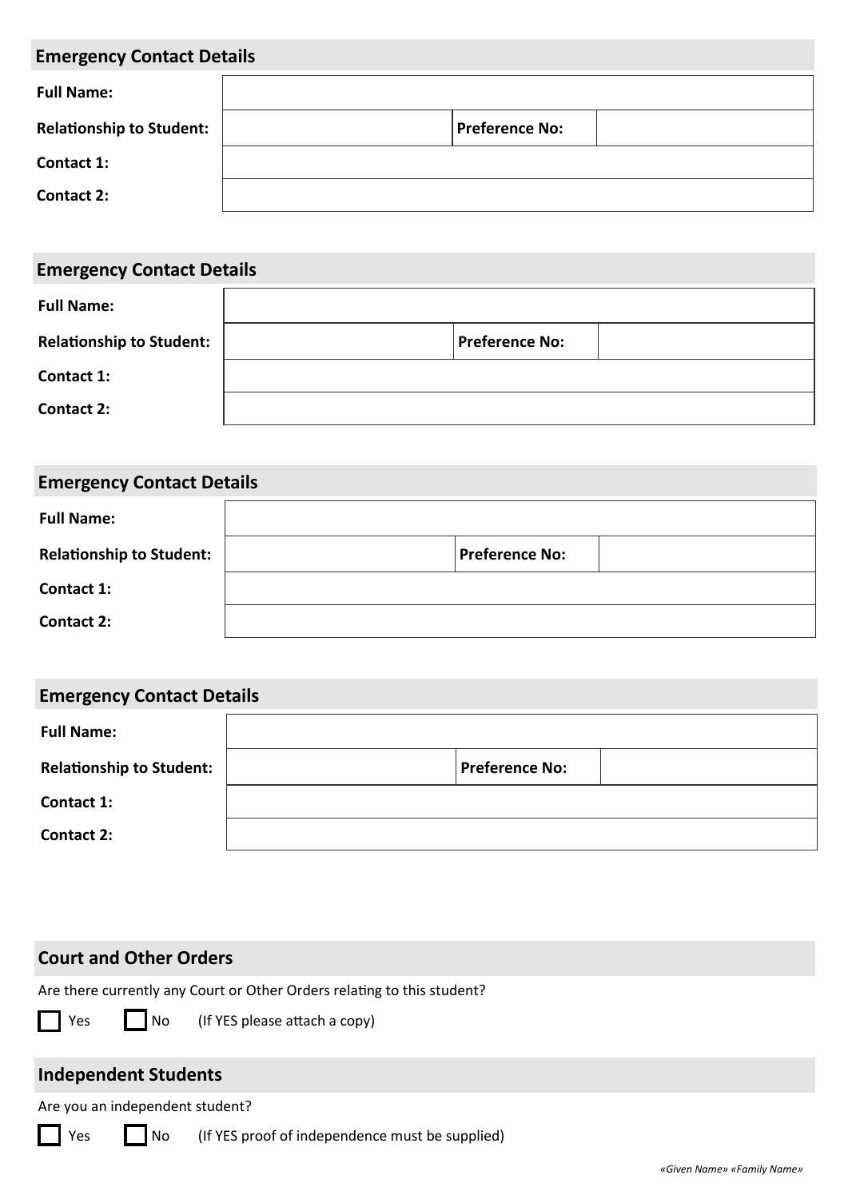## Emergency Contact Details

| | | | |
|---|---|---|---|
| **Full Name:** | | | |
| **Relationship to Student:** | | **Preference No:** | |
| **Contact 1:** | | | |
| **Contact 2:** | | | |

## Emergency Contact Details

| | | | |
|---|---|---|---|
| **Full Name:** | | | |
| **Relationship to Student:** | | **Preference No:** | |
| **Contact 1:** | | | |
| **Contact 2:** | | | |

## Emergency Contact Details

| | | | |
|---|---|---|---|
| **Full Name:** | | | |
| **Relationship to Student:** | | **Preference No:** | |
| **Contact 1:** | | | |
| **Contact 2:** | | | |

## Emergency Contact Details

| | | | |
|---|---|---|---|
| **Full Name:** | | | |
| **Relationship to Student:** | | **Preference No:** | |
| **Contact 1:** | | | |
| **Contact 2:** | | | |

## Court and Other Orders

Are there currently any Court or Other Orders relating to this student?

☐ Yes ☐ No (If YES please attach a copy)

## Independent Students

Are you an independent student?

☐ Yes ☐ No (If YES proof of independence must be supplied)

*«Given Name» «Family Name»*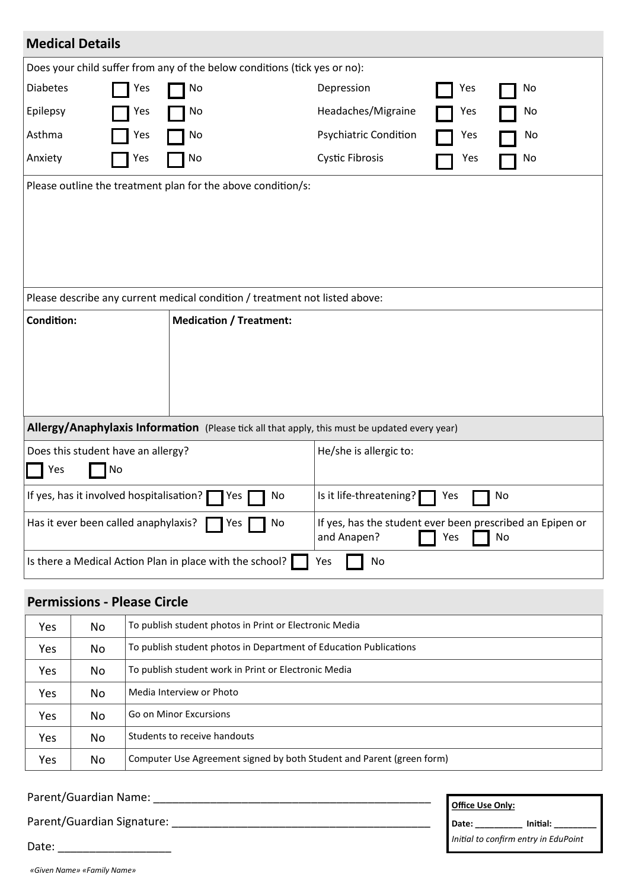## Medical Details

Does your child suffer from any of the below conditions (tick yes or no):

| | | | | | |
|---|---|---|---|---|---|
| Diabetes | ☐ Yes | ☐ No | Depression | ☐ Yes | ☐ No |
| Epilepsy | ☐ Yes | ☐ No | Headaches/Migraine | ☐ Yes | ☐ No |
| Asthma | ☐ Yes | ☐ No | Psychiatric Condition | ☐ Yes | ☐ No |
| Anxiety | ☐ Yes | ☐ No | Cystic Fibrosis | ☐ Yes | ☐ No |

Please outline the treatment plan for the above condition/s:

Please describe any current medical condition / treatment not listed above:

| **Condition:** | **Medication / Treatment:** |
|---|---|
| | |

**Allergy/Anaphylaxis Information** (Please tick all that apply, this must be updated every year)

| | |
|---|---|
| Does this student have an allergy? ☐ Yes ☐ No | He/she is allergic to: |
| If yes, has it involved hospitalisation? ☐ Yes ☐ No | Is it life-threatening? ☐ Yes ☐ No |
| Has it ever been called anaphylaxis? ☐ Yes ☐ No | If yes, has the student ever been prescribed an Epipen or and Anapen? ☐ Yes ☐ No |
| Is there a Medical Action Plan in place with the school? ☐ Yes ☐ No | |

## Permissions - Please Circle

| | | |
|---|---|---|
| Yes | No | To publish student photos in Print or Electronic Media |
| Yes | No | To publish student photos in Department of Education Publications |
| Yes | No | To publish student work in Print or Electronic Media |
| Yes | No | Media Interview or Photo |
| Yes | No | Go on Minor Excursions |
| Yes | No | Students to receive handouts |
| Yes | No | Computer Use Agreement signed by both Student and Parent (green form) |

Parent/Guardian Name: ____________________________________________

Parent/Guardian Signature: ________________________________________

Date: __________________

**Office Use Only:**

**Date:** __________ **Initial:** _________

*Initial to confirm entry in EduPoint*

*«Given Name» «Family Name»*